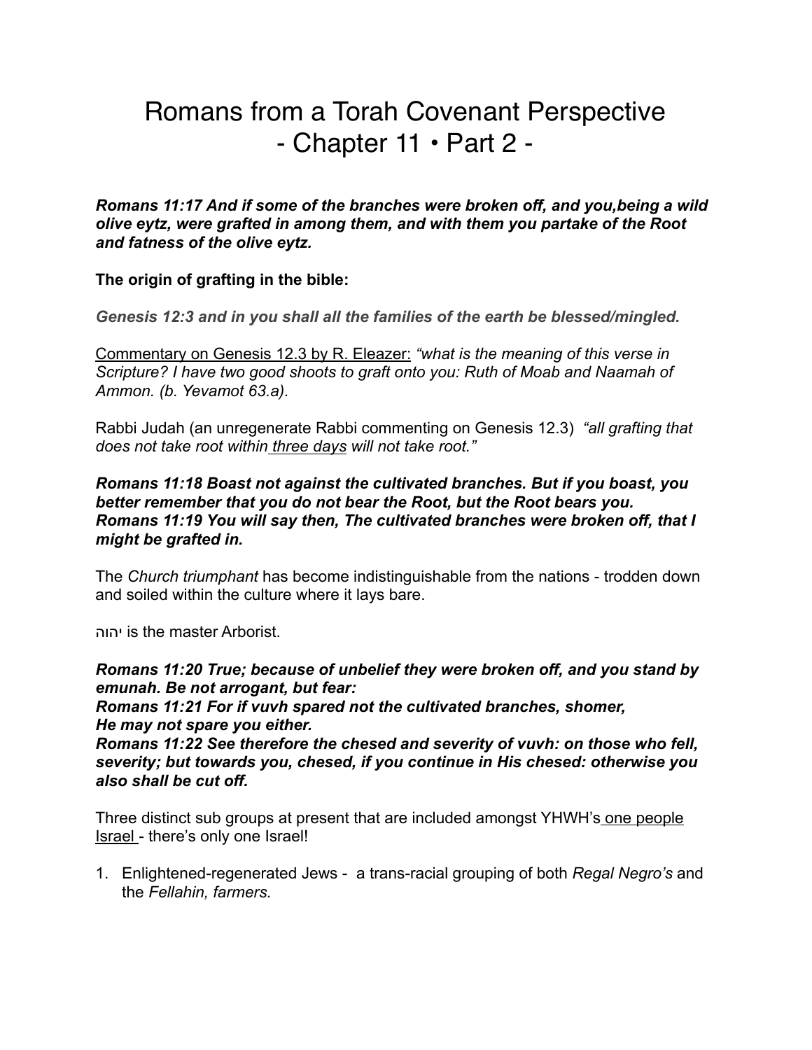# Romans from a Torah Covenant Perspective
# - Chapter 11 • Part 2 -

***Romans 11:17 And if some of the branches were broken off, and you,being a wild olive eytz, were grafted in among them, and with them you partake of the Root and fatness of the olive eytz.***

**The origin of grafting in the bible:**

***Genesis 12:3 and in you shall all the families of the earth be blessed/mingled.***

Commentary on Genesis 12.3 by R. Eleazer: *"what is the meaning of this verse in Scripture? I have two good shoots to graft onto you: Ruth of Moab and Naamah of Ammon. (b. Yevamot 63.a).*

Rabbi Judah (an unregenerate Rabbi commenting on Genesis 12.3) *"all grafting that does not take root within three days will not take root."*

***Romans 11:18 Boast not against the cultivated branches. But if you boast, you better remember that you do not bear the Root, but the Root bears you.***
***Romans 11:19 You will say then, The cultivated branches were broken off, that I might be grafted in.***

The *Church triumphant* has become indistinguishable from the nations - trodden down and soiled within the culture where it lays bare.

יהוה is the master Arborist.

***Romans 11:20 True; because of unbelief they were broken off, and you stand by emunah. Be not arrogant, but fear:***
***Romans 11:21 For if vuvh spared not the cultivated branches, shomer, He may not spare you either.***
***Romans 11:22 See therefore the chesed and severity of vuvh: on those who fell, severity; but towards you, chesed, if you continue in His chesed: otherwise you also shall be cut off.***

Three distinct sub groups at present that are included amongst YHWH's one people Israel - there's only one Israel!

1. Enlightened-regenerated Jews - a trans-racial grouping of both *Regal Negro's* and the *Fellahin, farmers.*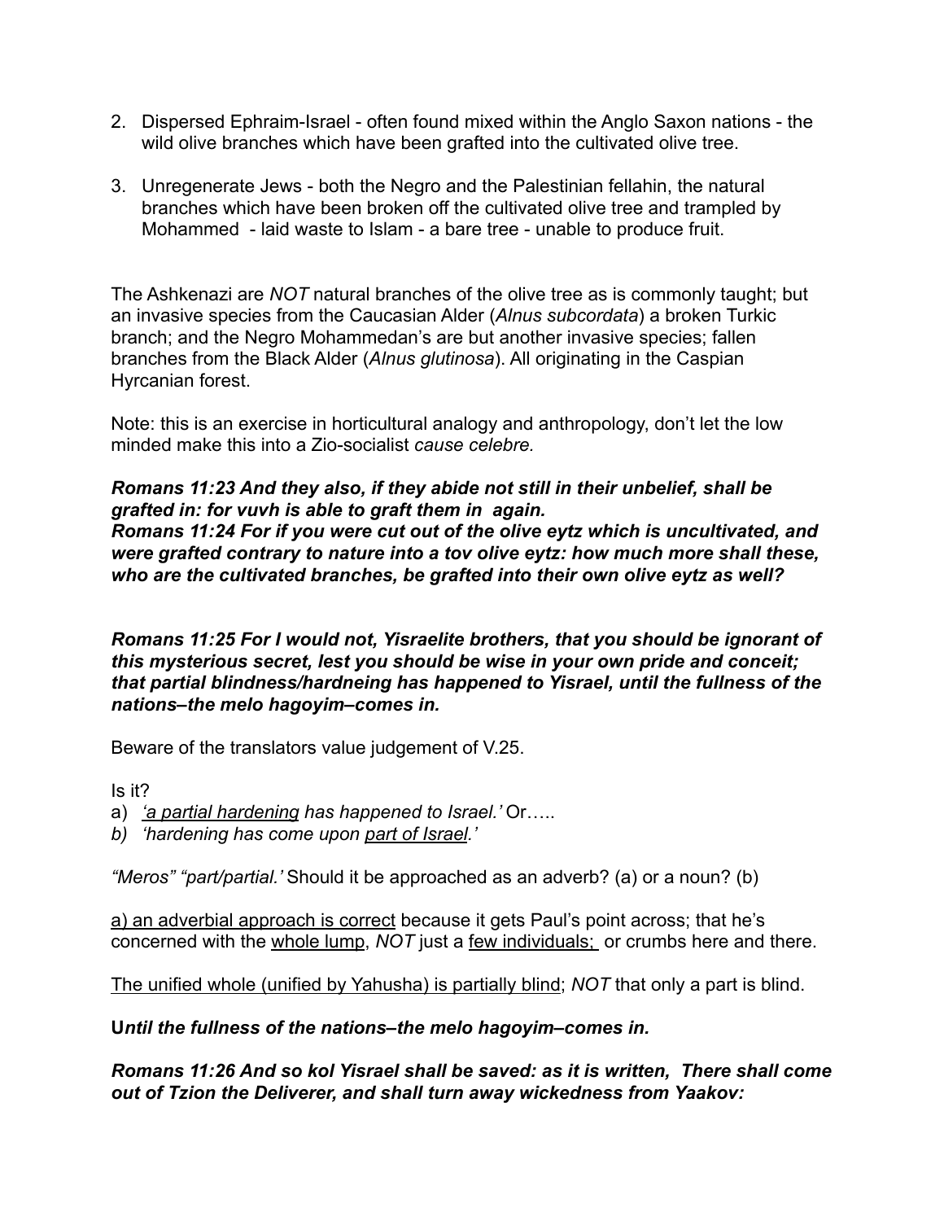2. Dispersed Ephraim-Israel - often found mixed within the Anglo Saxon nations - the wild olive branches which have been grafted into the cultivated olive tree.

3. Unregenerate Jews - both the Negro and the Palestinian fellahin, the natural branches which have been broken off the cultivated olive tree and trampled by Mohammed - laid waste to Islam - a bare tree - unable to produce fruit.

The Ashkenazi are *NOT* natural branches of the olive tree as is commonly taught; but an invasive species from the Caucasian Alder (*Alnus subcordata*) a broken Turkic branch; and the Negro Mohammedan's are but another invasive species; fallen branches from the Black Alder (*Alnus glutinosa*). All originating in the Caspian Hyrcanian forest.

Note: this is an exercise in horticultural analogy and anthropology, don't let the low minded make this into a Zio-socialist *cause celebre.*

***Romans 11:23 And they also, if they abide not still in their unbelief, shall be grafted in: for vuvh is able to graft them in again.***
***Romans 11:24 For if you were cut out of the olive eytz which is uncultivated, and were grafted contrary to nature into a tov olive eytz: how much more shall these, who are the cultivated branches, be grafted into their own olive eytz as well?***

***Romans 11:25 For I would not, Yisraelite brothers, that you should be ignorant of this mysterious secret, lest you should be wise in your own pride and conceit; that partial blindness/hardneing has happened to Yisrael, until the fullness of the nations–the melo hagoyim–comes in.***

Beware of the translators value judgement of V.25.

Is it?

a) *<u>'a partial hardening</u> has happened to Israel.'* Or…..
b) *'hardening has come upon <u>part of Israel</u>.'*

*"Meros" "part/partial.'* Should it be approached as an adverb? (a) or a noun? (b)

<u>a) an adverbial approach is correct</u> because it gets Paul's point across; that he's concerned with the <u>whole lump</u>, *NOT* just a <u>few individuals;</u> or crumbs here and there.

<u>The unified whole (unified by Yahusha) is partially blind</u>; *NOT* that only a part is blind.

**U*ntil the fullness of the nations–the melo hagoyim–comes in.***

***Romans 11:26 And so kol Yisrael shall be saved: as it is written, There shall come out of Tzion the Deliverer, and shall turn away wickedness from Yaakov:***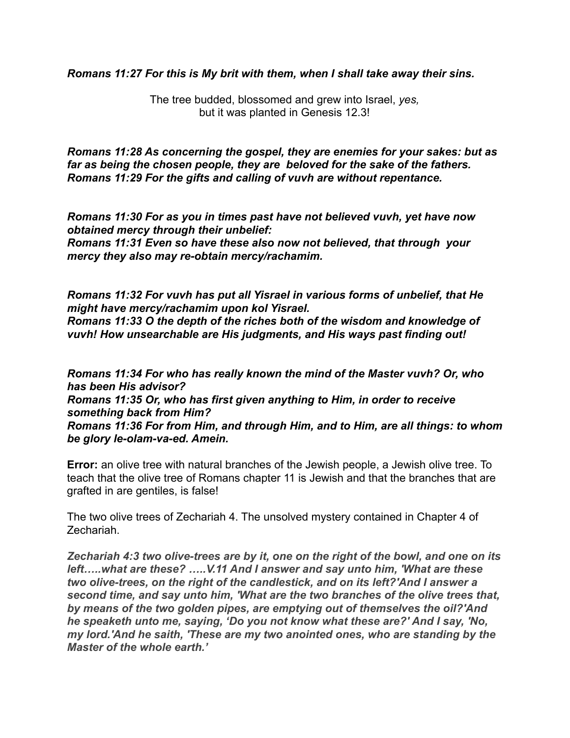***Romans 11:27 For this is My brit with them, when I shall take away their sins.***

The tree budded, blossomed and grew into Israel, *yes,*
but it was planted in Genesis 12.3!

***Romans 11:28 As concerning the gospel, they are enemies for your sakes: but as far as being the chosen people, they are beloved for the sake of the fathers.***
***Romans 11:29 For the gifts and calling of vuvh are without repentance.***

***Romans 11:30 For as you in times past have not believed vuvh, yet have now obtained mercy through their unbelief:***
***Romans 11:31 Even so have these also now not believed, that through your mercy they also may re-obtain mercy/rachamim.***

***Romans 11:32 For vuvh has put all Yisrael in various forms of unbelief, that He might have mercy/rachamim upon kol Yisrael.***
***Romans 11:33 O the depth of the riches both of the wisdom and knowledge of vuvh! How unsearchable are His judgments, and His ways past finding out!***

***Romans 11:34 For who has really known the mind of the Master vuvh? Or, who has been His advisor?***
***Romans 11:35 Or, who has first given anything to Him, in order to receive something back from Him?***
***Romans 11:36 For from Him, and through Him, and to Him, are all things: to whom be glory le-olam-va-ed. Amein.***

**Error:** an olive tree with natural branches of the Jewish people, a Jewish olive tree. To teach that the olive tree of Romans chapter 11 is Jewish and that the branches that are grafted in are gentiles, is false!

The two olive trees of Zechariah 4. The unsolved mystery contained in Chapter 4 of Zechariah.

***Zechariah 4:3 two olive-trees are by it, one on the right of the bowl, and one on its left…..what are these? …..V.11 And I answer and say unto him, 'What are these two olive-trees, on the right of the candlestick, and on its left?'And I answer a second time, and say unto him, 'What are the two branches of the olive trees that, by means of the two golden pipes, are emptying out of themselves the oil?'And he speaketh unto me, saying, 'Do you not know what these are?' And I say, 'No, my lord.'And he saith, 'These are my two anointed ones, who are standing by the Master of the whole earth.'***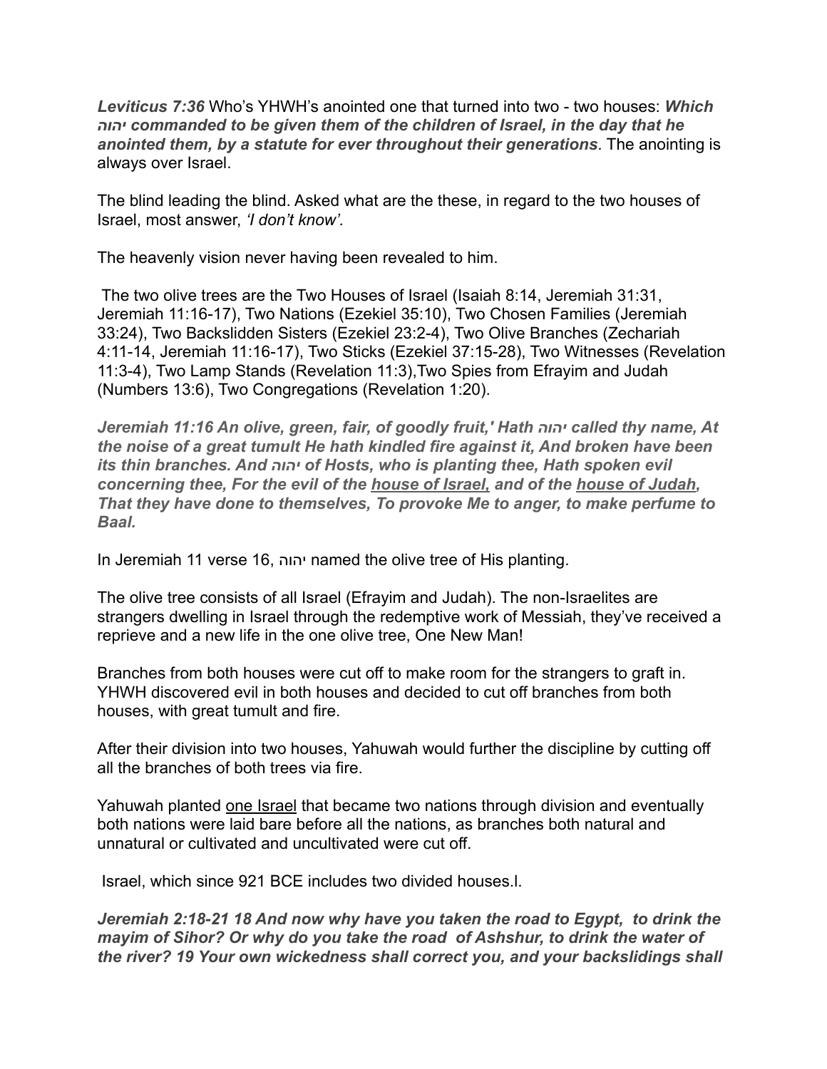*Leviticus 7:36* Who's YHWH's anointed one that turned into two - two houses: ***Which יהוה commanded to be given them of the children of Israel, in the day that he anointed them, by a statute for ever throughout their generations***. The anointing is always over Israel.

The blind leading the blind. Asked what are the these, in regard to the two houses of Israel, most answer, *'I don't know'.*

The heavenly vision never having been revealed to him.

The two olive trees are the Two Houses of Israel (Isaiah 8:14, Jeremiah 31:31, Jeremiah 11:16-17), Two Nations (Ezekiel 35:10), Two Chosen Families (Jeremiah 33:24), Two Backslidden Sisters (Ezekiel 23:2-4), Two Olive Branches (Zechariah 4:11-14, Jeremiah 11:16-17), Two Sticks (Ezekiel 37:15-28), Two Witnesses (Revelation 11:3-4), Two Lamp Stands (Revelation 11:3),Two Spies from Efrayim and Judah (Numbers 13:6), Two Congregations (Revelation 1:20).

***Jeremiah 11:16 An olive, green, fair, of goodly fruit,' Hath יהוה called thy name, At the noise of a great tumult He hath kindled fire against it, And broken have been its thin branches. And יהוה of Hosts, who is planting thee, Hath spoken evil concerning thee, For the evil of the <u>house of Israel,</u> and of the <u>house of Judah</u>, That they have done to themselves, To provoke Me to anger, to make perfume to Baal.***

In Jeremiah 11 verse 16, יהוה named the olive tree of His planting.

The olive tree consists of all Israel (Efrayim and Judah). The non-Israelites are strangers dwelling in Israel through the redemptive work of Messiah, they've received a reprieve and a new life in the one olive tree, One New Man!

Branches from both houses were cut off to make room for the strangers to graft in. YHWH discovered evil in both houses and decided to cut off branches from both houses, with great tumult and fire.

After their division into two houses, Yahuwah would further the discipline by cutting off all the branches of both trees via fire.

Yahuwah planted <u>one Israel</u> that became two nations through division and eventually both nations were laid bare before all the nations, as branches both natural and unnatural or cultivated and uncultivated were cut off.

Israel, which since 921 BCE includes two divided houses.l.

***Jeremiah 2:18-21 18 And now why have you taken the road to Egypt, to drink the mayim of Sihor? Or why do you take the road of Ashshur, to drink the water of the river? 19 Your own wickedness shall correct you, and your backslidings shall***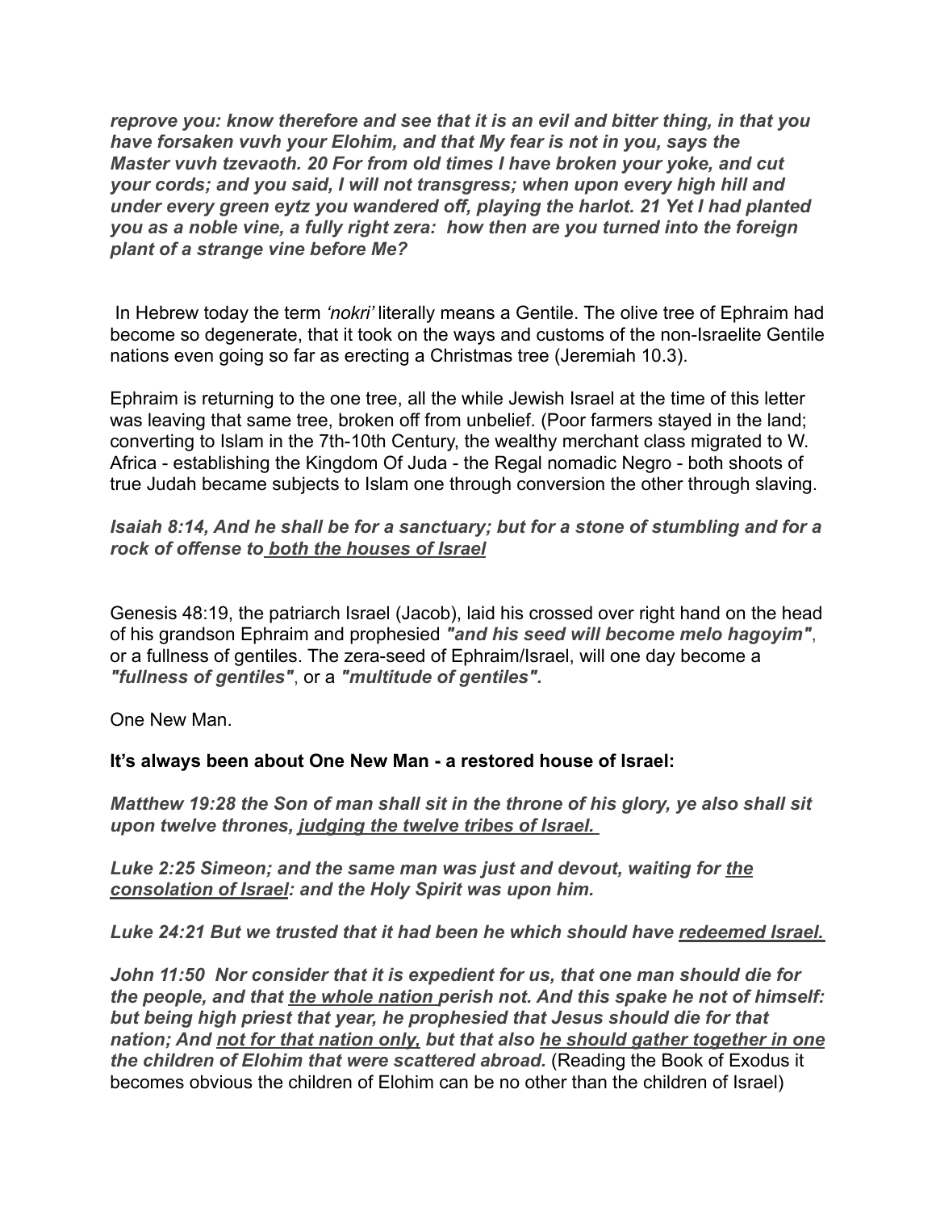***reprove you: know therefore and see that it is an evil and bitter thing, in that you have forsaken vuvh your Elohim, and that My fear is not in you, says the Master vuvh tzevaoth. 20 For from old times I have broken your yoke, and cut your cords; and you said, I will not transgress; when upon every high hill and under every green eytz you wandered off, playing the harlot. 21 Yet I had planted you as a noble vine, a fully right zera: how then are you turned into the foreign plant of a strange vine before Me?***

In Hebrew today the term *'nokri'* literally means a Gentile. The olive tree of Ephraim had become so degenerate, that it took on the ways and customs of the non-Israelite Gentile nations even going so far as erecting a Christmas tree (Jeremiah 10.3).

Ephraim is returning to the one tree, all the while Jewish Israel at the time of this letter was leaving that same tree, broken off from unbelief. (Poor farmers stayed in the land; converting to Islam in the 7th-10th Century, the wealthy merchant class migrated to W. Africa - establishing the Kingdom Of Juda - the Regal nomadic Negro - both shoots of true Judah became subjects to Islam one through conversion the other through slaving.

***Isaiah 8:14, And he shall be for a sanctuary; but for a stone of stumbling and for a rock of offense to <u>both the houses of Israel</u>***

Genesis 48:19, the patriarch Israel (Jacob), laid his crossed over right hand on the head of his grandson Ephraim and prophesied ***"and his seed will become melo hagoyim"***, or a fullness of gentiles. The zera-seed of Ephraim/Israel, will one day become a ***"fullness of gentiles"***, or a ***"multitude of gentiles".***

One New Man.

**It's always been about One New Man - a restored house of Israel:**

***Matthew 19:28 the Son of man shall sit in the throne of his glory, ye also shall sit upon twelve thrones, <u>judging the twelve tribes of Israel.</u>***

***Luke 2:25 Simeon; and the same man was just and devout, waiting for <u>the consolation of Israel</u>: and the Holy Spirit was upon him.***

***Luke 24:21 But we trusted that it had been he which should have <u>redeemed Israel.</u>***

***John 11:50 Nor consider that it is expedient for us, that one man should die for the people, and that <u>the whole nation</u> perish not. And this spake he not of himself: but being high priest that year, he prophesied that Jesus should die for that nation; And <u>not for that nation only,</u> but that also <u>he should gather together in one the children of Elohim that were scattered abroad.</u>*** (Reading the Book of Exodus it becomes obvious the children of Elohim can be no other than the children of Israel)